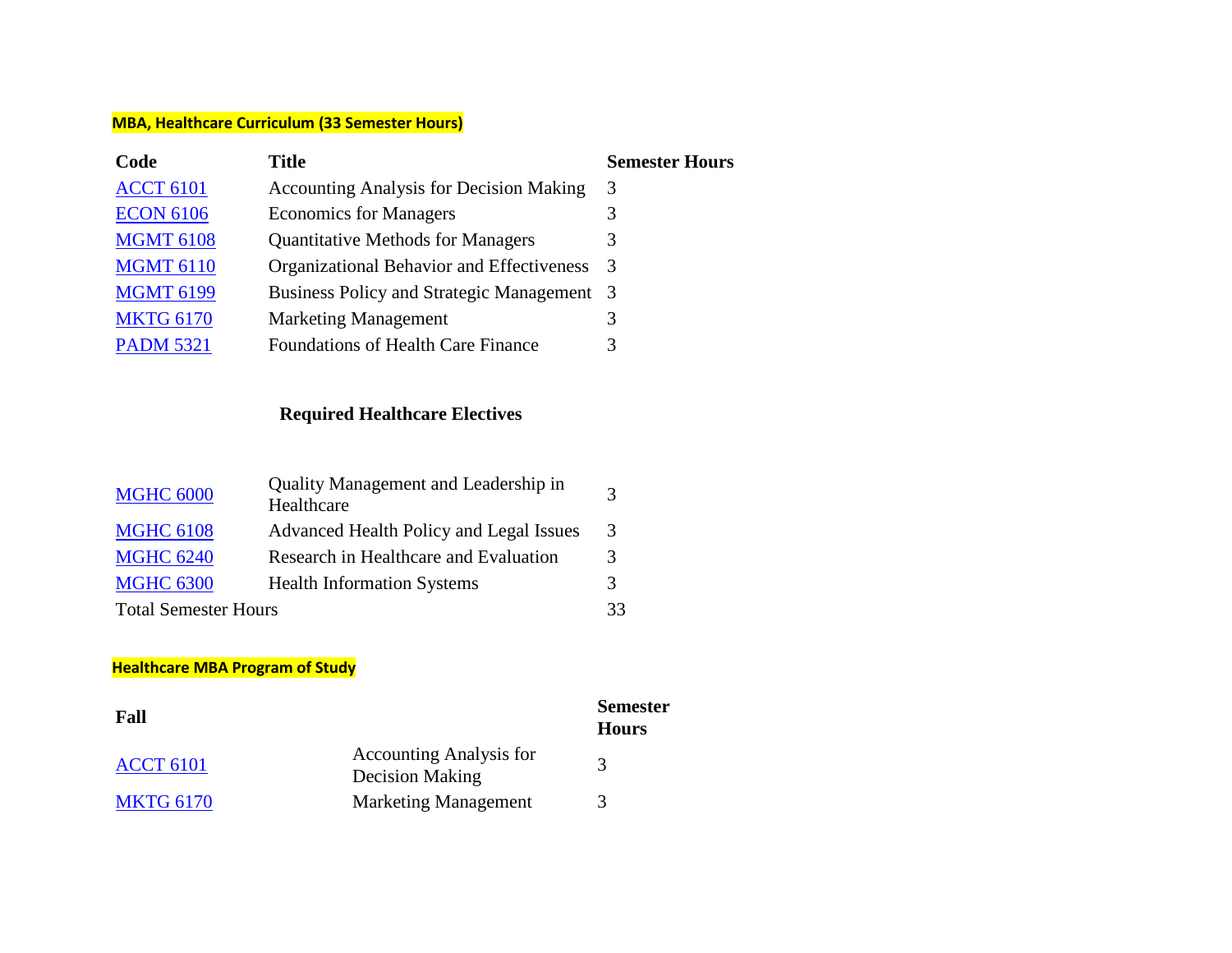**MBA, Healthcare Curriculum (33 Semester Hours)**

| Code | Title | Semester Hours |
|---|---|---|
| ACCT 6101 | Accounting Analysis for Decision Making | 3 |
| ECON 6106 | Economics for Managers | 3 |
| MGMT 6108 | Quantitative Methods for Managers | 3 |
| MGMT 6110 | Organizational Behavior and Effectiveness | 3 |
| MGMT 6199 | Business Policy and Strategic Management | 3 |
| MKTG 6170 | Marketing Management | 3 |
| PADM 5321 | Foundations of Health Care Finance | 3 |
| | **Required Healthcare Electives** | |
| MGHC 6000 | Quality Management and Leadership in Healthcare | 3 |
| MGHC 6108 | Advanced Health Policy and Legal Issues | 3 |
| MGHC 6240 | Research in Healthcare and Evaluation | 3 |
| MGHC 6300 | Health Information Systems | 3 |
| Total Semester Hours | | 33 |

**Healthcare MBA Program of Study**

| Fall | | Semester Hours |
|---|---|---|
| ACCT 6101 | Accounting Analysis for Decision Making | 3 |
| MKTG 6170 | Marketing Management | 3 |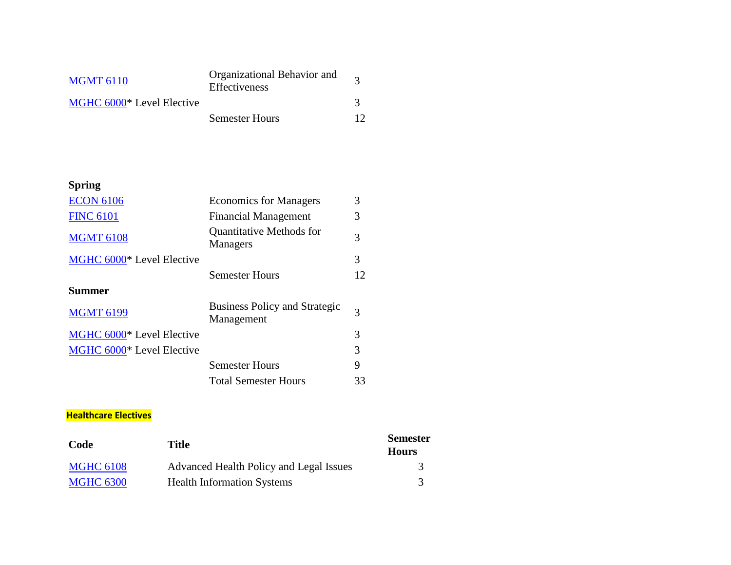| | | |
|---|---|---|
| MGMT 6110 | Organizational Behavior and Effectiveness | 3 |
| MGHC 6000* Level Elective | | 3 |
| | Semester Hours | 12 |

**Spring**

| | | |
|---|---|---|
| ECON 6106 | Economics for Managers | 3 |
| FINC 6101 | Financial Management | 3 |
| MGMT 6108 | Quantitative Methods for Managers | 3 |
| MGHC 6000* Level Elective | | 3 |
| | Semester Hours | 12 |

**Summer**

| | | |
|---|---|---|
| MGMT 6199 | Business Policy and Strategic Management | 3 |
| MGHC 6000* Level Elective | | 3 |
| MGHC 6000* Level Elective | | 3 |
| | Semester Hours | 9 |
| | Total Semester Hours | 33 |

**Healthcare Electives**

| Code | Title | Semester Hours |
|---|---|---|
| MGHC 6108 | Advanced Health Policy and Legal Issues | 3 |
| MGHC 6300 | Health Information Systems | 3 |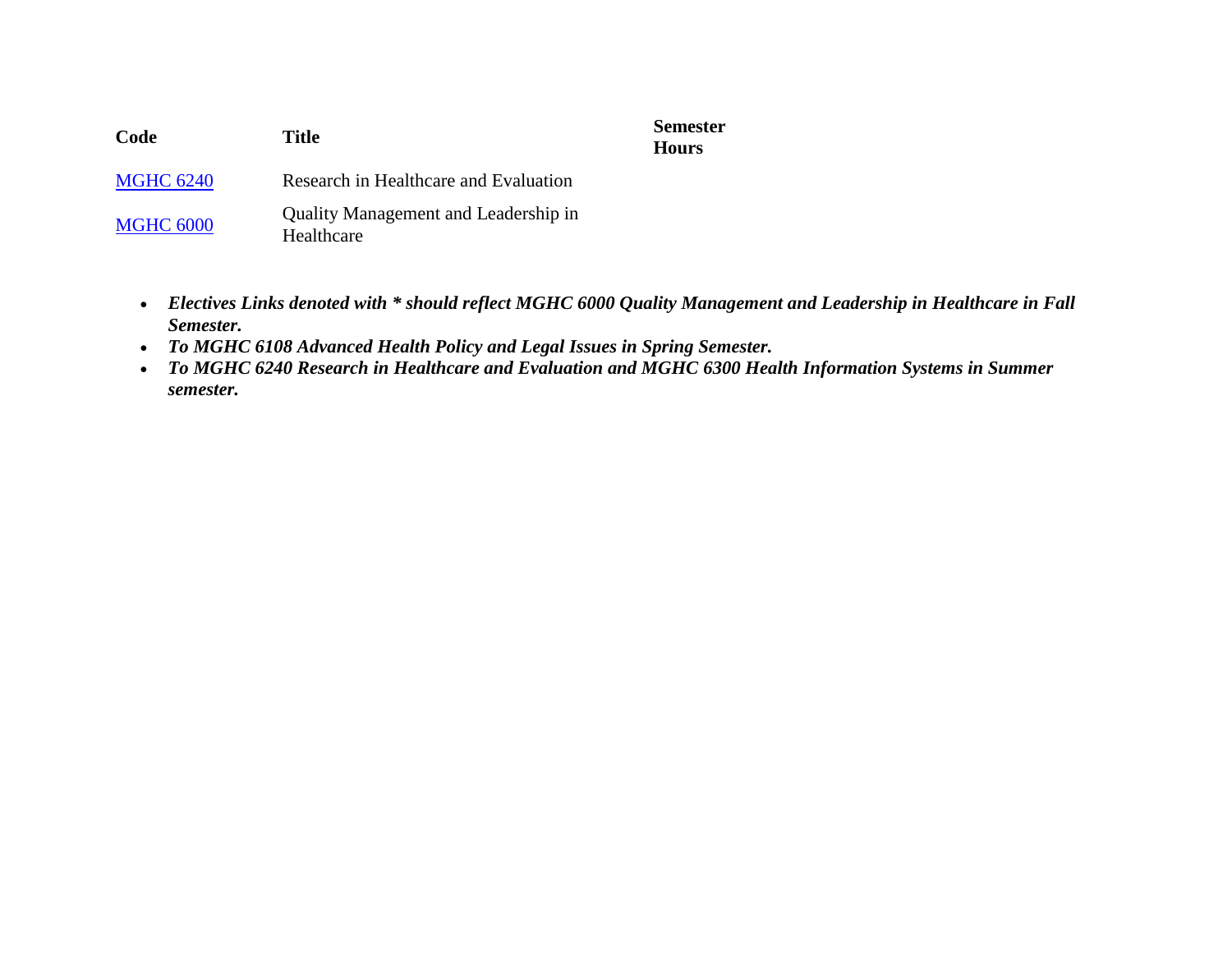| Code | Title | Semester Hours |
|---|---|---|
| MGHC 6240 | Research in Healthcare and Evaluation | |
| MGHC 6000 | Quality Management and Leadership in Healthcare | |

- ***Electives Links denoted with * should reflect MGHC 6000 Quality Management and Leadership in Healthcare in Fall Semester.***
- ***To MGHC 6108 Advanced Health Policy and Legal Issues in Spring Semester.***
- ***To MGHC 6240 Research in Healthcare and Evaluation and MGHC 6300 Health Information Systems in Summer semester.***